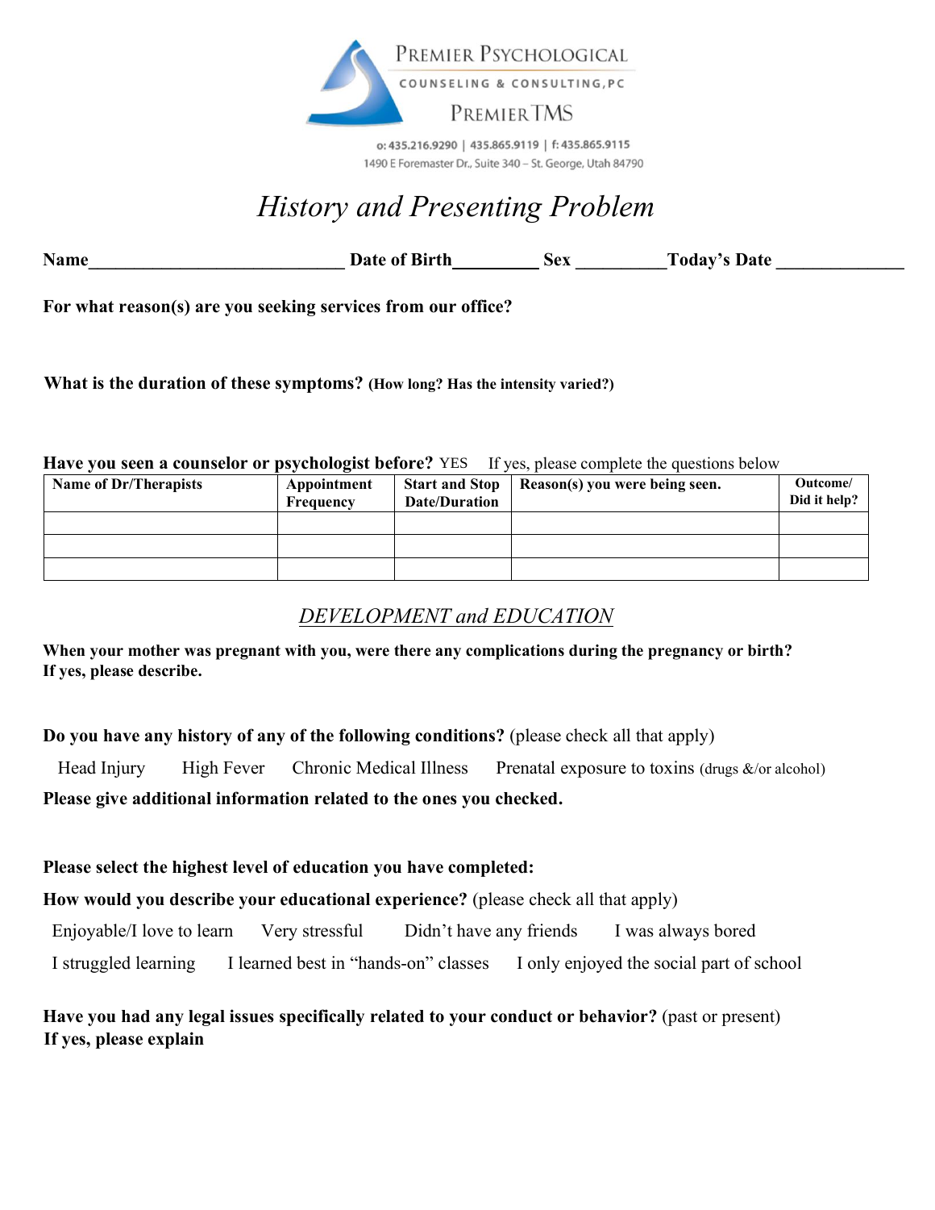PREMIER PSYCHOLOGICAL

COUNSELING & CONSULTING, PC

PREMIER TMS

o: 435.216.9290 | 435.865.9119 | f: 435.865.9115
1490 E Foremaster Dr., Suite 340 – St. George, Utah 84790

# *History and Presenting Problem*

**Name**____________________________ **Date of Birth**_________ **Sex** _________**Today's Date** _____________

**For what reason(s) are you seeking services from our office?**

**What is the duration of these symptoms?** **(How long? Has the intensity varied?)**

**Have you seen a counselor or psychologist before?** YES   If yes, please complete the questions below

| Name of Dr/Therapists | Appointment Frequency | Start and Stop Date/Duration | Reason(s) you were being seen. | Outcome/ Did it help? |
|---|---|---|---|---|
| | | | | |
| | | | | |
| | | | | |

## *DEVELOPMENT and EDUCATION*

**When your mother was pregnant with you, were there any complications during the pregnancy or birth? If yes, please describe.**

**Do you have any history of any of the following conditions?** (please check all that apply)

Head Injury   High Fever   Chronic Medical Illness   Prenatal exposure to toxins (drugs &/or alcohol)

**Please give additional information related to the ones you checked.**

**Please select the highest level of education you have completed:**

**How would you describe your educational experience?** (please check all that apply)

Enjoyable/I love to learn   Very stressful   Didn't have any friends   I was always bored

I struggled learning   I learned best in "hands-on" classes   I only enjoyed the social part of school

**Have you had any legal issues specifically related to your conduct or behavior?** (past or present)
**If yes, please explain**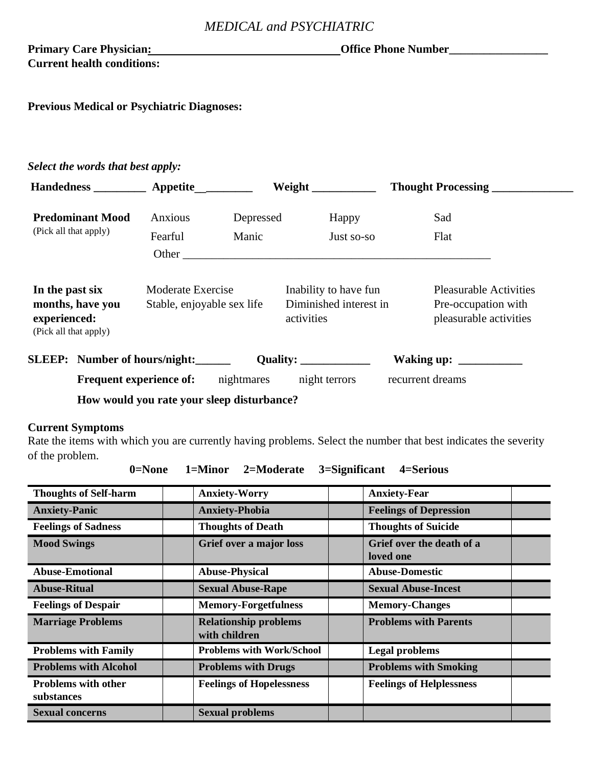*MEDICAL and PSYCHIATRIC*

**Primary Care Physician:**________________________________ **Office Phone Number**________________

**Current health conditions:**

**Previous Medical or Psychiatric Diagnoses:**

***Select the words that best apply:***

**Handedness** _________ **Appetite**__________ **Weight** ___________ **Thought Processing** ______________

| | | | | |
|---|---|---|---|---|
| **Predominant Mood** (Pick all that apply) | Anxious | Depressed | Happy | Sad |
| | Fearful | Manic | Just so-so | Flat |
| | Other ________________________________________________________ | | | |

| | | | |
|---|---|---|---|
| **In the past six months, have you experienced:** (Pick all that apply) | Moderate Exercise<br>Stable, enjoyable sex life | Inability to have fun<br>Diminished interest in activities | Pleasurable Activities<br>Pre-occupation with pleasurable activities |

**SLEEP: Number of hours/night:**______ **Quality:** ____________ **Waking up:** ___________

**Frequent experience of:** nightmares night terrors recurrent dreams

**How would you rate your sleep disturbance?**

**Current Symptoms**

Rate the items with which you are currently having problems. Select the number that best indicates the severity of the problem.

**0=None 1=Minor 2=Moderate 3=Significant 4=Serious**

| | | | | | |
|---|---|---|---|---|---|
| **Thoughts of Self-harm** | | **Anxiety-Worry** | | **Anxiety-Fear** | |
| **Anxiety-Panic** | | **Anxiety-Phobia** | | **Feelings of Depression** | |
| **Feelings of Sadness** | | **Thoughts of Death** | | **Thoughts of Suicide** | |
| **Mood Swings** | | **Grief over a major loss** | | **Grief over the death of a loved one** | |
| **Abuse-Emotional** | | **Abuse-Physical** | | **Abuse-Domestic** | |
| **Abuse-Ritual** | | **Sexual Abuse-Rape** | | **Sexual Abuse-Incest** | |
| **Feelings of Despair** | | **Memory-Forgetfulness** | | **Memory-Changes** | |
| **Marriage Problems** | | **Relationship problems with children** | | **Problems with Parents** | |
| **Problems with Family** | | **Problems with Work/School** | | **Legal problems** | |
| **Problems with Alcohol** | | **Problems with Drugs** | | **Problems with Smoking** | |
| **Problems with other substances** | | **Feelings of Hopelessness** | | **Feelings of Helplessness** | |
| **Sexual concerns** | | **Sexual problems** | | | |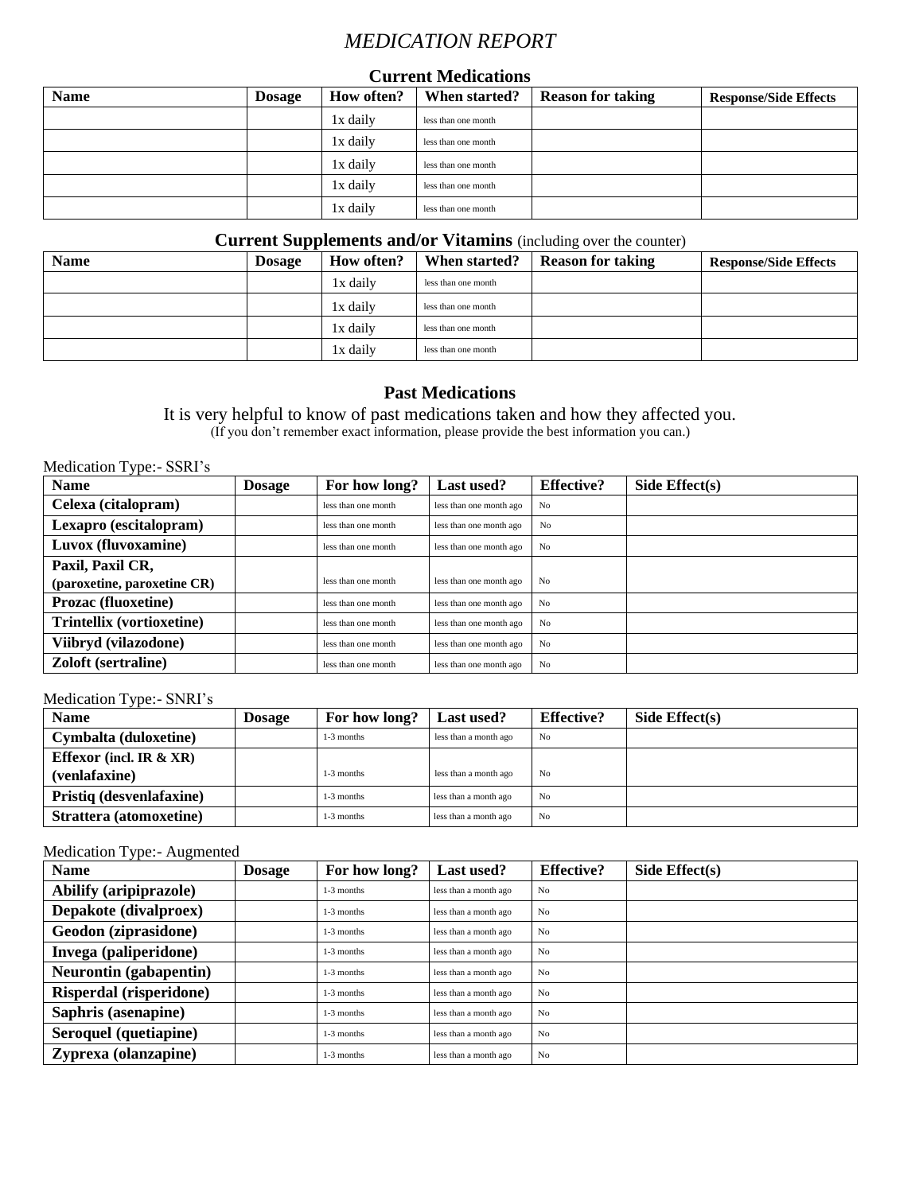# *MEDICATION REPORT*

## Current Medications

| Name | Dosage | How often? | When started? | Reason for taking | Response/Side Effects |
|---|---|---|---|---|---|
| | | 1x daily | less than one month | | |
| | | 1x daily | less than one month | | |
| | | 1x daily | less than one month | | |
| | | 1x daily | less than one month | | |
| | | 1x daily | less than one month | | |

## Current Supplements and/or Vitamins (including over the counter)

| Name | Dosage | How often? | When started? | Reason for taking | Response/Side Effects |
|---|---|---|---|---|---|
| | | 1x daily | less than one month | | |
| | | 1x daily | less than one month | | |
| | | 1x daily | less than one month | | |
| | | 1x daily | less than one month | | |

## Past Medications

It is very helpful to know of past medications taken and how they affected you.
(If you don't remember exact information, please provide the best information you can.)

Medication Type:- SSRI's

| Name | Dosage | For how long? | Last used? | Effective? | Side Effect(s) |
|---|---|---|---|---|---|
| **Celexa (citalopram)** | | less than one month | less than one month ago | No | |
| **Lexapro (escitalopram)** | | less than one month | less than one month ago | No | |
| **Luvox (fluvoxamine)** | | less than one month | less than one month ago | No | |
| **Paxil, Paxil CR, (paroxetine, paroxetine CR)** | | less than one month | less than one month ago | No | |
| **Prozac (fluoxetine)** | | less than one month | less than one month ago | No | |
| **Trintellix (vortioxetine)** | | less than one month | less than one month ago | No | |
| **Viibryd (vilazodone)** | | less than one month | less than one month ago | No | |
| **Zoloft (sertraline)** | | less than one month | less than one month ago | No | |

Medication Type:- SNRI's

| Name | Dosage | For how long? | Last used? | Effective? | Side Effect(s) |
|---|---|---|---|---|---|
| **Cymbalta (duloxetine)** | | 1-3 months | less than a month ago | No | |
| **Effexor (incl. IR & XR) (venlafaxine)** | | 1-3 months | less than a month ago | No | |
| **Pristiq (desvenlafaxine)** | | 1-3 months | less than a month ago | No | |
| **Strattera (atomoxetine)** | | 1-3 months | less than a month ago | No | |

Medication Type:- Augmented

| Name | Dosage | For how long? | Last used? | Effective? | Side Effect(s) |
|---|---|---|---|---|---|
| **Abilify (aripiprazole)** | | 1-3 months | less than a month ago | No | |
| **Depakote (divalproex)** | | 1-3 months | less than a month ago | No | |
| **Geodon (ziprasidone)** | | 1-3 months | less than a month ago | No | |
| **Invega (paliperidone)** | | 1-3 months | less than a month ago | No | |
| **Neurontin (gabapentin)** | | 1-3 months | less than a month ago | No | |
| **Risperdal (risperidone)** | | 1-3 months | less than a month ago | No | |
| **Saphris (asenapine)** | | 1-3 months | less than a month ago | No | |
| **Seroquel (quetiapine)** | | 1-3 months | less than a month ago | No | |
| **Zyprexa (olanzapine)** | | 1-3 months | less than a month ago | No | |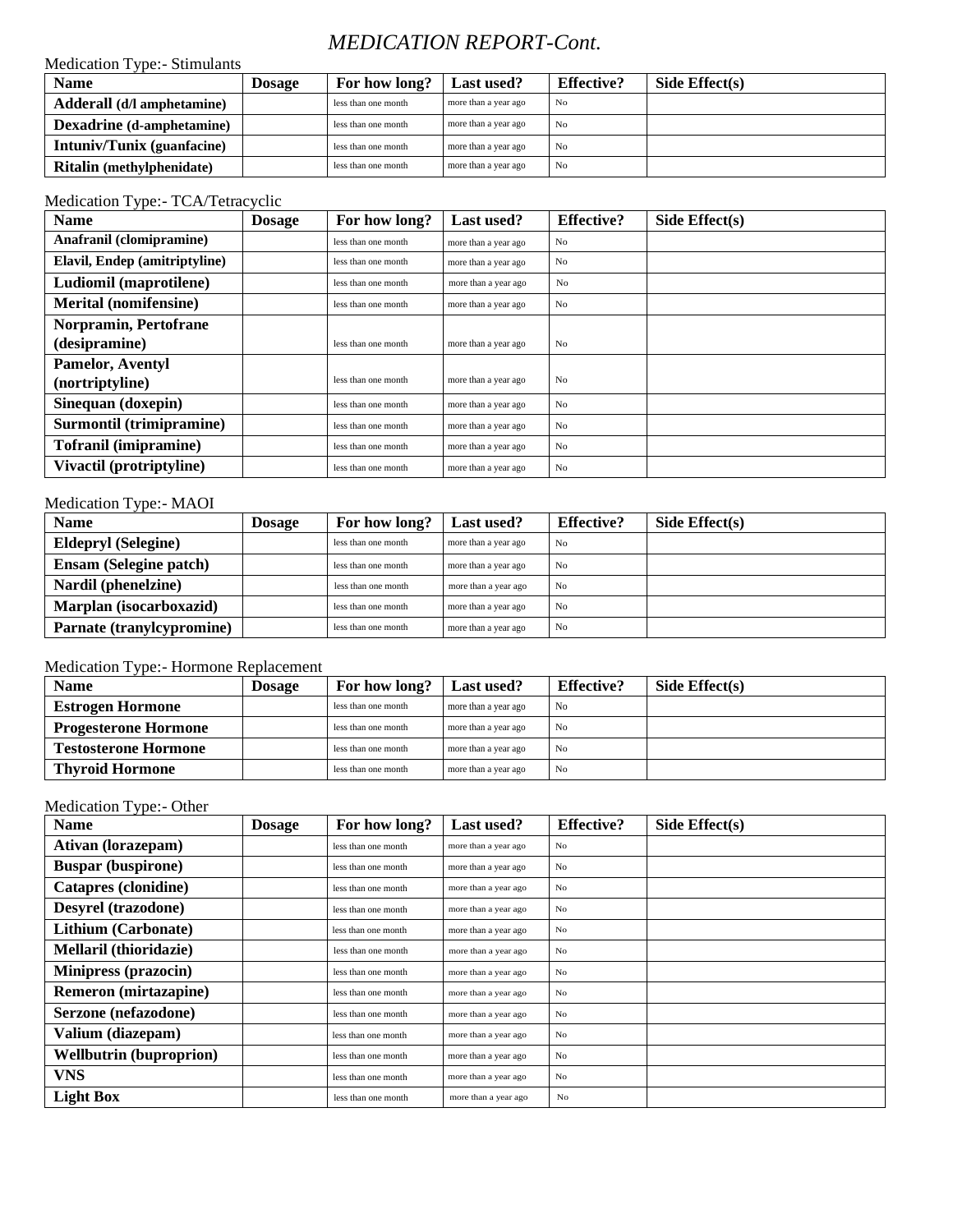# *MEDICATION REPORT-Cont.*

Medication Type:- Stimulants

| Name | Dosage | For how long? | Last used? | Effective? | Side Effect(s) |
|---|---|---|---|---|---|
| **Adderall (d/l amphetamine)** | | less than one month | more than a year ago | No | |
| **Dexadrine (d-amphetamine)** | | less than one month | more than a year ago | No | |
| **Intuniv/Tunix (guanfacine)** | | less than one month | more than a year ago | No | |
| **Ritalin (methylphenidate)** | | less than one month | more than a year ago | No | |

Medication Type:- TCA/Tetracyclic

| Name | Dosage | For how long? | Last used? | Effective? | Side Effect(s) |
|---|---|---|---|---|---|
| **Anafranil (clomipramine)** | | less than one month | more than a year ago | No | |
| **Elavil, Endep (amitriptyline)** | | less than one month | more than a year ago | No | |
| **Ludiomil (maprotilene)** | | less than one month | more than a year ago | No | |
| **Merital (nomifensine)** | | less than one month | more than a year ago | No | |
| **Norpramin, Pertofrane (desipramine)** | | less than one month | more than a year ago | No | |
| **Pamelor, Aventyl (nortriptyline)** | | less than one month | more than a year ago | No | |
| **Sinequan (doxepin)** | | less than one month | more than a year ago | No | |
| **Surmontil (trimipramine)** | | less than one month | more than a year ago | No | |
| **Tofranil (imipramine)** | | less than one month | more than a year ago | No | |
| **Vivactil (protriptyline)** | | less than one month | more than a year ago | No | |

Medication Type:- MAOI

| Name | Dosage | For how long? | Last used? | Effective? | Side Effect(s) |
|---|---|---|---|---|---|
| **Eldepryl (Selegine)** | | less than one month | more than a year ago | No | |
| **Ensam (Selegine patch)** | | less than one month | more than a year ago | No | |
| **Nardil (phenelzine)** | | less than one month | more than a year ago | No | |
| **Marplan (isocarboxazid)** | | less than one month | more than a year ago | No | |
| **Parnate (tranylcypromine)** | | less than one month | more than a year ago | No | |

Medication Type:- Hormone Replacement

| Name | Dosage | For how long? | Last used? | Effective? | Side Effect(s) |
|---|---|---|---|---|---|
| **Estrogen Hormone** | | less than one month | more than a year ago | No | |
| **Progesterone Hormone** | | less than one month | more than a year ago | No | |
| **Testosterone Hormone** | | less than one month | more than a year ago | No | |
| **Thyroid Hormone** | | less than one month | more than a year ago | No | |

Medication Type:- Other

| Name | Dosage | For how long? | Last used? | Effective? | Side Effect(s) |
|---|---|---|---|---|---|
| **Ativan (lorazepam)** | | less than one month | more than a year ago | No | |
| **Buspar (buspirone)** | | less than one month | more than a year ago | No | |
| **Catapres (clonidine)** | | less than one month | more than a year ago | No | |
| **Desyrel (trazodone)** | | less than one month | more than a year ago | No | |
| **Lithium (Carbonate)** | | less than one month | more than a year ago | No | |
| **Mellaril (thioridazie)** | | less than one month | more than a year ago | No | |
| **Minipress (prazocin)** | | less than one month | more than a year ago | No | |
| **Remeron (mirtazapine)** | | less than one month | more than a year ago | No | |
| **Serzone (nefazodone)** | | less than one month | more than a year ago | No | |
| **Valium (diazepam)** | | less than one month | more than a year ago | No | |
| **Wellbutrin (buproprion)** | | less than one month | more than a year ago | No | |
| **VNS** | | less than one month | more than a year ago | No | |
| **Light Box** | | less than one month | more than a year ago | No | |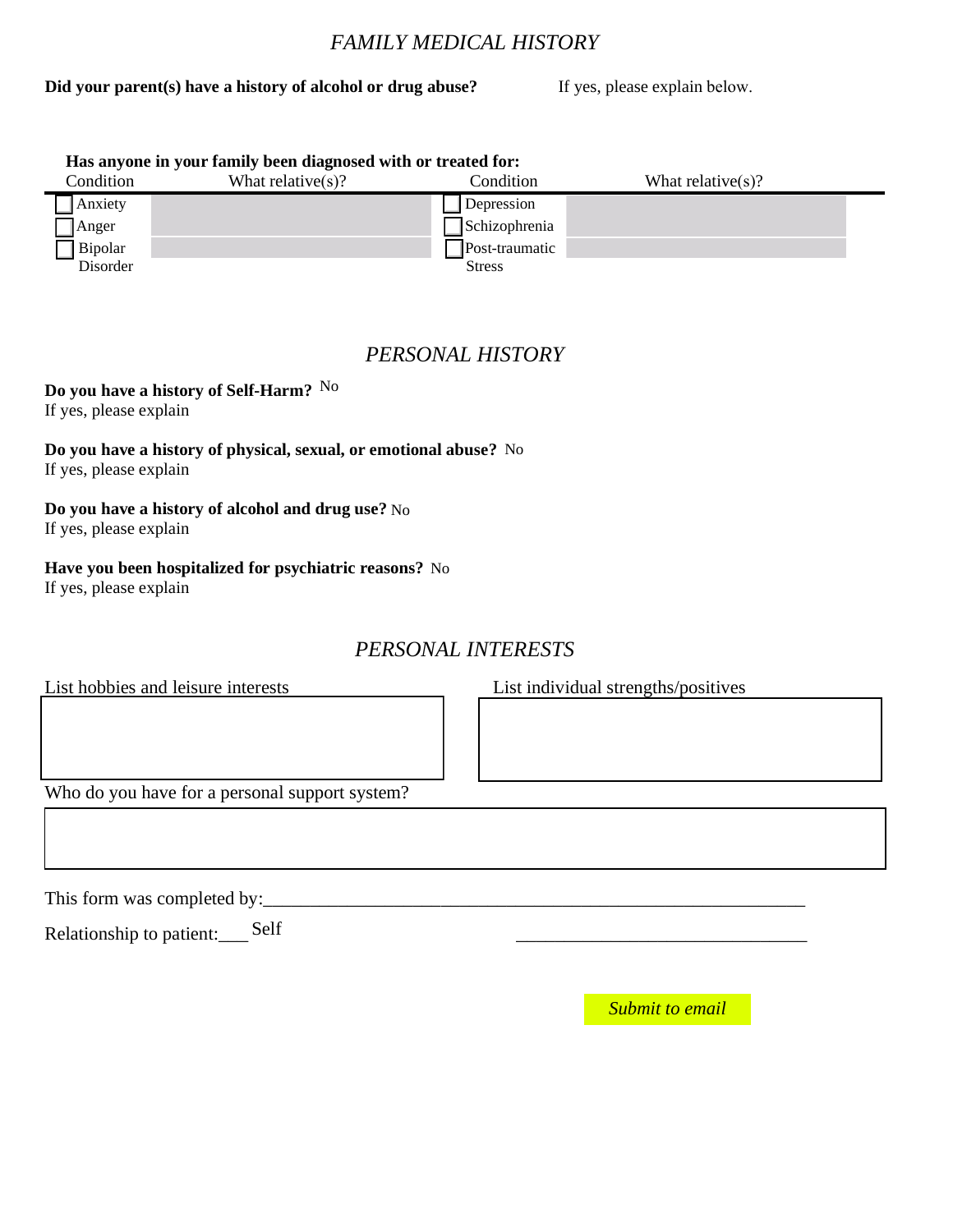## *FAMILY MEDICAL HISTORY*

**Did your parent(s) have a history of alcohol or drug abuse?** If yes, please explain below.

**Has anyone in your family been diagnosed with or treated for:**

| Condition | What relative(s)? | Condition | What relative(s)? |
|---|---|---|---|
| ☐ Anxiety | | ☐ Depression | |
| ☐ Anger | | ☐ Schizophrenia | |
| ☐ Bipolar Disorder | | ☐ Post-traumatic Stress | |

## *PERSONAL HISTORY*

**Do you have a history of Self-Harm?** No
If yes, please explain

**Do you have a history of physical, sexual, or emotional abuse?** No
If yes, please explain

**Do you have a history of alcohol and drug use?** No
If yes, please explain

**Have you been hospitalized for psychiatric reasons?** No
If yes, please explain

## *PERSONAL INTERESTS*

List hobbies and leisure interests

List individual strengths/positives

Who do you have for a personal support system?

This form was completed by:\_\_\_\_\_\_\_\_\_\_\_\_\_\_\_\_\_\_\_\_\_\_\_\_\_\_\_\_\_\_\_\_\_\_\_\_\_\_\_\_\_\_\_\_\_\_\_\_\_\_\_\_\_\_\_\_

Relationship to patient:\_\_\_ Self \_\_\_\_\_\_\_\_\_\_\_\_\_\_\_\_\_\_\_\_\_\_\_\_\_\_\_\_\_\_

*Submit to email*